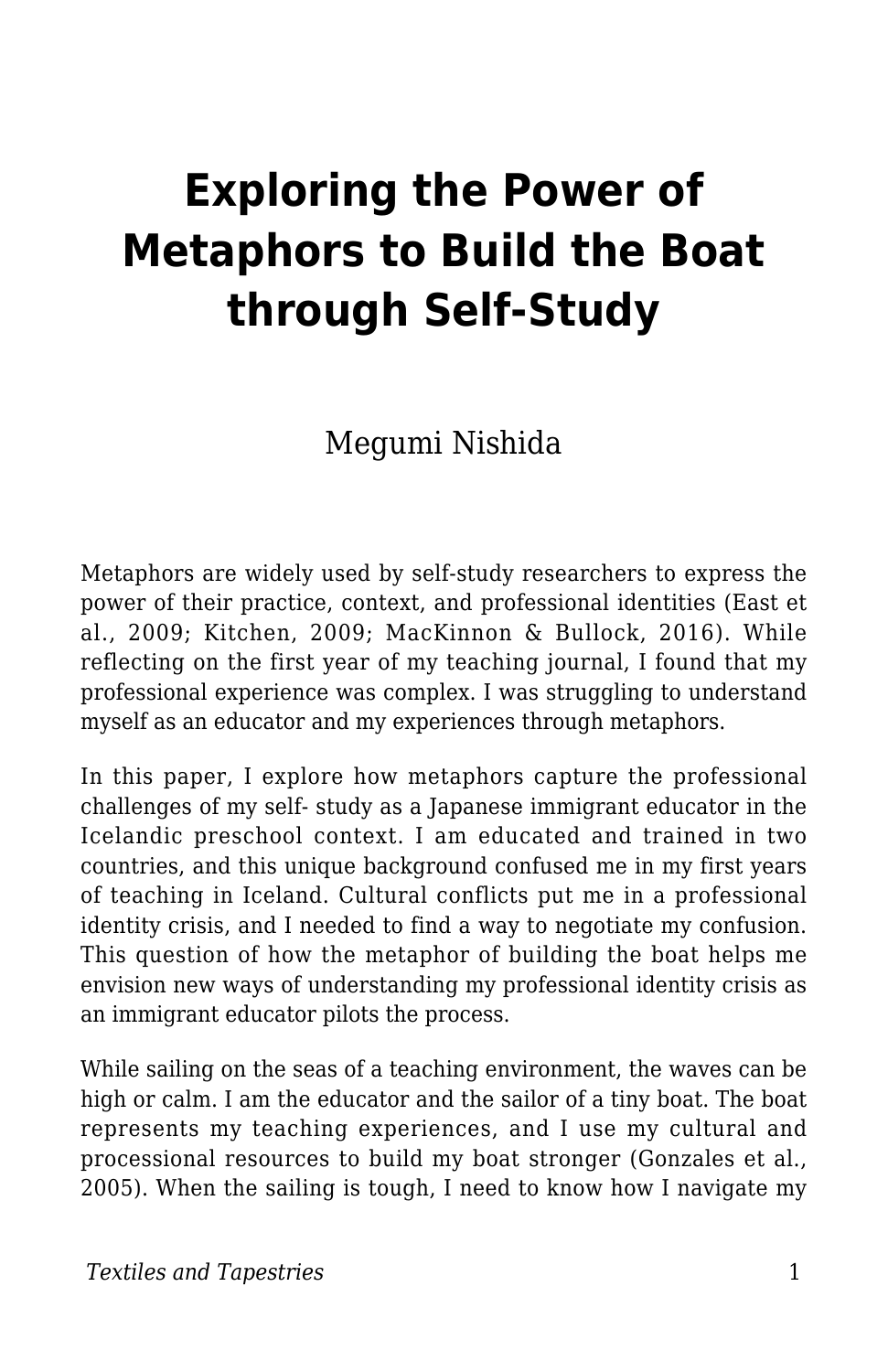# Exploring the Power of Metaphors to Build the Boat through Self-Study

Megumi Nishida

Metaphors are widely used by self-study researchers to express the power of their practice, context, and professional identities (East et al., 2009; Kitchen, 2009; MacKinnon & Bullock, 2016). While reflecting on the first year of my teaching journal, I found that my professional experience was complex. I was struggling to understand myself as an educator and my experiences through metaphors.

In this paper, I explore how metaphors capture the professional challenges of my self- study as a Japanese immigrant educator in the Icelandic preschool context. I am educated and trained in two countries, and this unique background confused me in my first years of teaching in Iceland. Cultural conflicts put me in a professional identity crisis, and I needed to find a way to negotiate my confusion. This question of how the metaphor of building the boat helps me envision new ways of understanding my professional identity crisis as an immigrant educator pilots the process.

While sailing on the seas of a teaching environment, the waves can be high or calm. I am the educator and the sailor of a tiny boat. The boat represents my teaching experiences, and I use my cultural and processional resources to build my boat stronger (Gonzales et al., 2005). When the sailing is tough, I need to know how I navigate my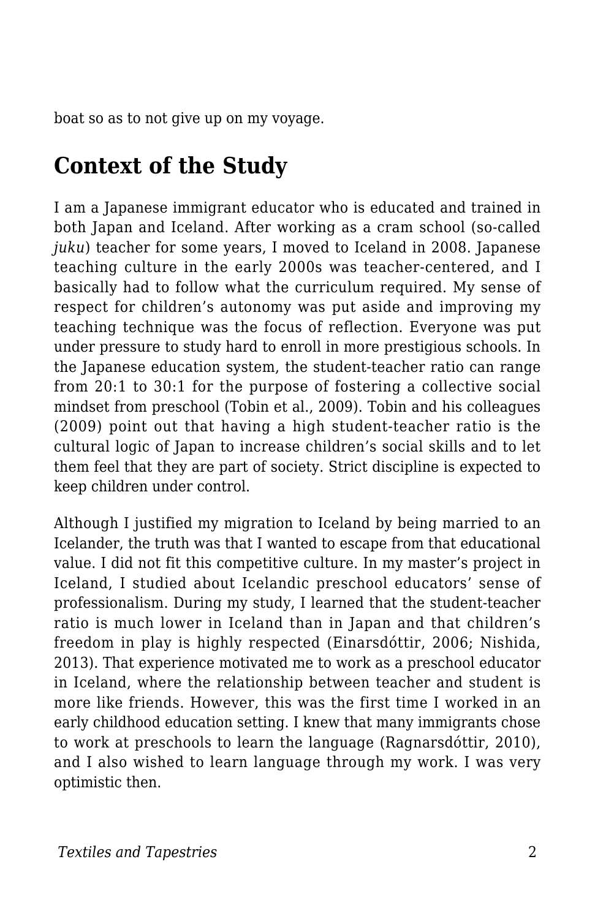boat so as to not give up on my voyage.

## Context of the Study

I am a Japanese immigrant educator who is educated and trained in both Japan and Iceland. After working as a cram school (so-called *juku*) teacher for some years, I moved to Iceland in 2008. Japanese teaching culture in the early 2000s was teacher-centered, and I basically had to follow what the curriculum required. My sense of respect for children's autonomy was put aside and improving my teaching technique was the focus of reflection. Everyone was put under pressure to study hard to enroll in more prestigious schools. In the Japanese education system, the student-teacher ratio can range from 20:1 to 30:1 for the purpose of fostering a collective social mindset from preschool (Tobin et al., 2009). Tobin and his colleagues (2009) point out that having a high student-teacher ratio is the cultural logic of Japan to increase children's social skills and to let them feel that they are part of society. Strict discipline is expected to keep children under control.

Although I justified my migration to Iceland by being married to an Icelander, the truth was that I wanted to escape from that educational value. I did not fit this competitive culture. In my master's project in Iceland, I studied about Icelandic preschool educators' sense of professionalism. During my study, I learned that the student-teacher ratio is much lower in Iceland than in Japan and that children's freedom in play is highly respected (Einarsdóttir, 2006; Nishida, 2013). That experience motivated me to work as a preschool educator in Iceland, where the relationship between teacher and student is more like friends. However, this was the first time I worked in an early childhood education setting. I knew that many immigrants chose to work at preschools to learn the language (Ragnarsdóttir, 2010), and I also wished to learn language through my work. I was very optimistic then.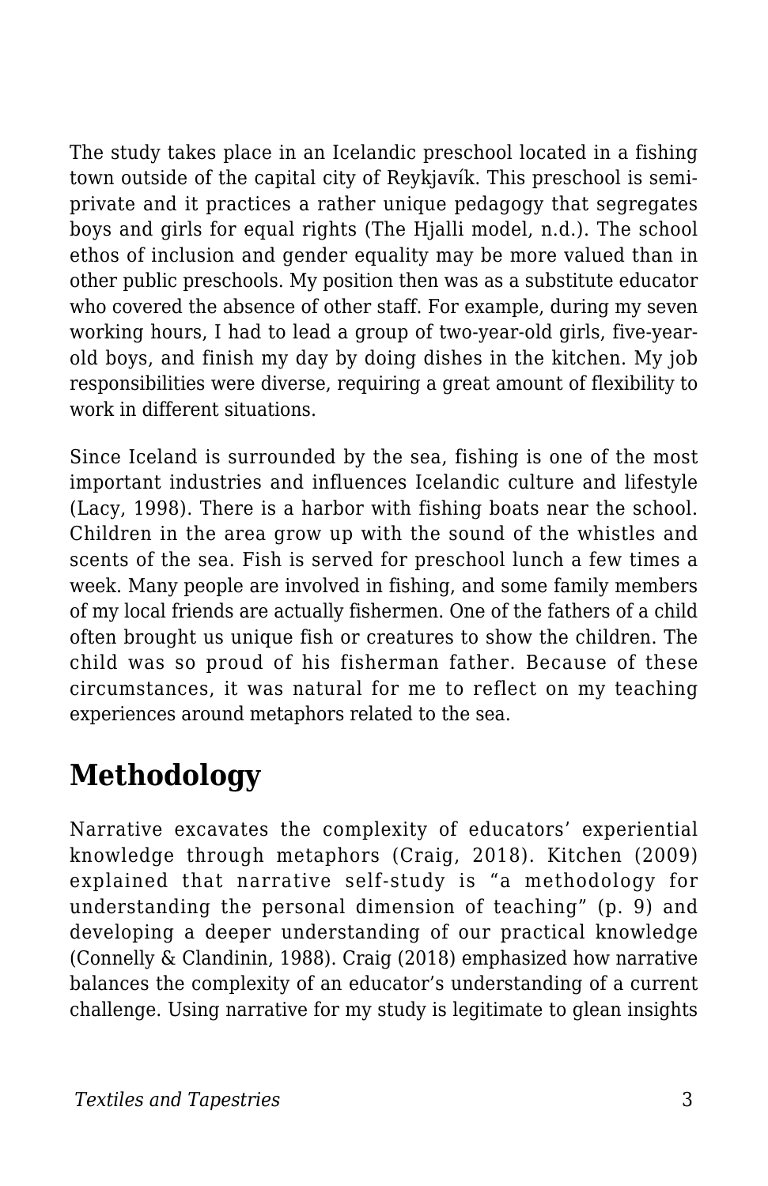The study takes place in an Icelandic preschool located in a fishing town outside of the capital city of Reykjavík. This preschool is semi-private and it practices a rather unique pedagogy that segregates boys and girls for equal rights (The Hjalli model, n.d.). The school ethos of inclusion and gender equality may be more valued than in other public preschools. My position then was as a substitute educator who covered the absence of other staff. For example, during my seven working hours, I had to lead a group of two-year-old girls, five-year-old boys, and finish my day by doing dishes in the kitchen. My job responsibilities were diverse, requiring a great amount of flexibility to work in different situations.

Since Iceland is surrounded by the sea, fishing is one of the most important industries and influences Icelandic culture and lifestyle (Lacy, 1998). There is a harbor with fishing boats near the school. Children in the area grow up with the sound of the whistles and scents of the sea. Fish is served for preschool lunch a few times a week. Many people are involved in fishing, and some family members of my local friends are actually fishermen. One of the fathers of a child often brought us unique fish or creatures to show the children. The child was so proud of his fisherman father. Because of these circumstances, it was natural for me to reflect on my teaching experiences around metaphors related to the sea.

## Methodology

Narrative excavates the complexity of educators' experiential knowledge through metaphors (Craig, 2018). Kitchen (2009) explained that narrative self-study is "a methodology for understanding the personal dimension of teaching" (p. 9) and developing a deeper understanding of our practical knowledge (Connelly & Clandinin, 1988). Craig (2018) emphasized how narrative balances the complexity of an educator's understanding of a current challenge. Using narrative for my study is legitimate to glean insights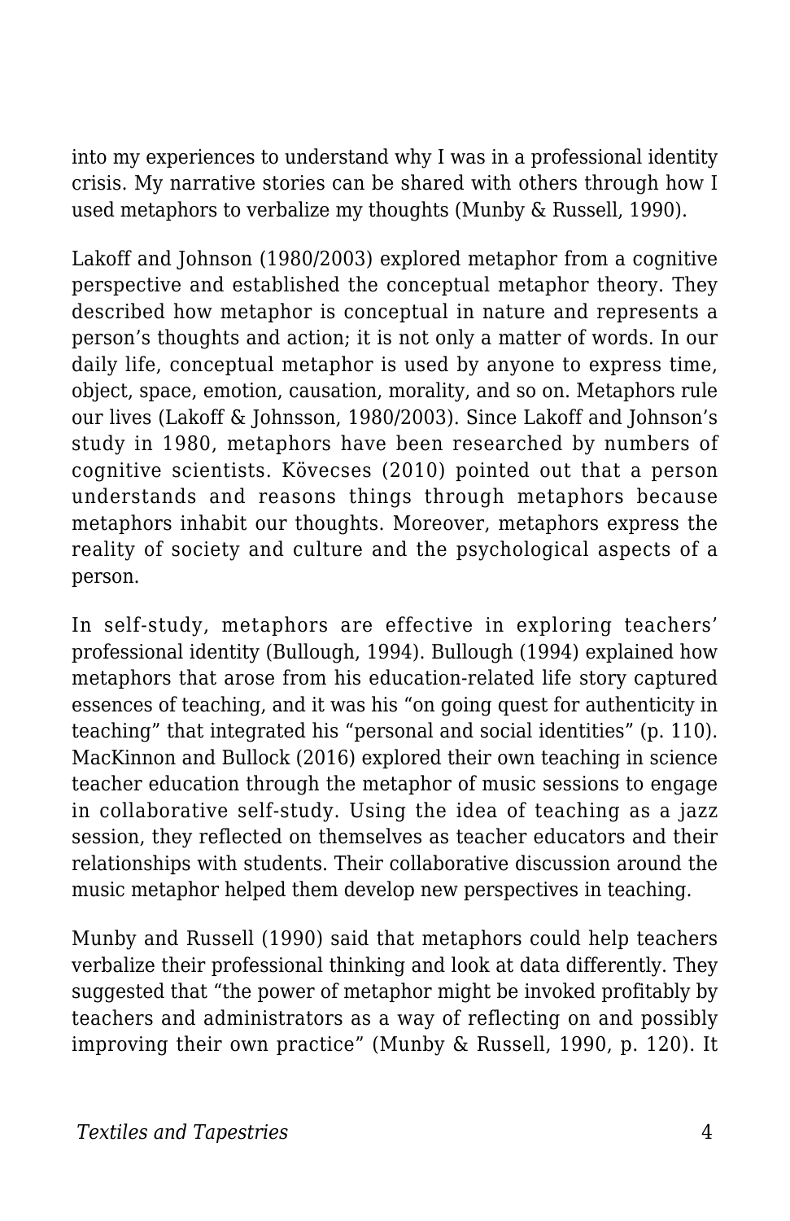into my experiences to understand why I was in a professional identity crisis. My narrative stories can be shared with others through how I used metaphors to verbalize my thoughts (Munby & Russell, 1990).

Lakoff and Johnson (1980/2003) explored metaphor from a cognitive perspective and established the conceptual metaphor theory. They described how metaphor is conceptual in nature and represents a person's thoughts and action; it is not only a matter of words. In our daily life, conceptual metaphor is used by anyone to express time, object, space, emotion, causation, morality, and so on. Metaphors rule our lives (Lakoff & Johnsson, 1980/2003). Since Lakoff and Johnson's study in 1980, metaphors have been researched by numbers of cognitive scientists. Kövecses (2010) pointed out that a person understands and reasons things through metaphors because metaphors inhabit our thoughts. Moreover, metaphors express the reality of society and culture and the psychological aspects of a person.

In self-study, metaphors are effective in exploring teachers' professional identity (Bullough, 1994). Bullough (1994) explained how metaphors that arose from his education-related life story captured essences of teaching, and it was his "on going quest for authenticity in teaching" that integrated his "personal and social identities" (p. 110). MacKinnon and Bullock (2016) explored their own teaching in science teacher education through the metaphor of music sessions to engage in collaborative self-study. Using the idea of teaching as a jazz session, they reflected on themselves as teacher educators and their relationships with students. Their collaborative discussion around the music metaphor helped them develop new perspectives in teaching.

Munby and Russell (1990) said that metaphors could help teachers verbalize their professional thinking and look at data differently. They suggested that "the power of metaphor might be invoked profitably by teachers and administrators as a way of reflecting on and possibly improving their own practice" (Munby & Russell, 1990, p. 120). It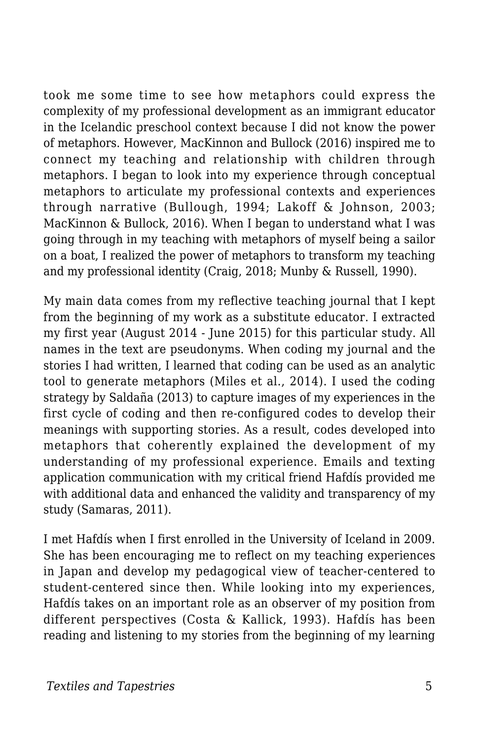took me some time to see how metaphors could express the complexity of my professional development as an immigrant educator in the Icelandic preschool context because I did not know the power of metaphors. However, MacKinnon and Bullock (2016) inspired me to connect my teaching and relationship with children through metaphors. I began to look into my experience through conceptual metaphors to articulate my professional contexts and experiences through narrative (Bullough, 1994; Lakoff & Johnson, 2003; MacKinnon & Bullock, 2016). When I began to understand what I was going through in my teaching with metaphors of myself being a sailor on a boat, I realized the power of metaphors to transform my teaching and my professional identity (Craig, 2018; Munby & Russell, 1990).

My main data comes from my reflective teaching journal that I kept from the beginning of my work as a substitute educator. I extracted my first year (August 2014 - June 2015) for this particular study. All names in the text are pseudonyms. When coding my journal and the stories I had written, I learned that coding can be used as an analytic tool to generate metaphors (Miles et al., 2014). I used the coding strategy by Saldaña (2013) to capture images of my experiences in the first cycle of coding and then re-configured codes to develop their meanings with supporting stories. As a result, codes developed into metaphors that coherently explained the development of my understanding of my professional experience. Emails and texting application communication with my critical friend Hafdís provided me with additional data and enhanced the validity and transparency of my study (Samaras, 2011).

I met Hafdís when I first enrolled in the University of Iceland in 2009. She has been encouraging me to reflect on my teaching experiences in Japan and develop my pedagogical view of teacher-centered to student-centered since then. While looking into my experiences, Hafdís takes on an important role as an observer of my position from different perspectives (Costa & Kallick, 1993). Hafdís has been reading and listening to my stories from the beginning of my learning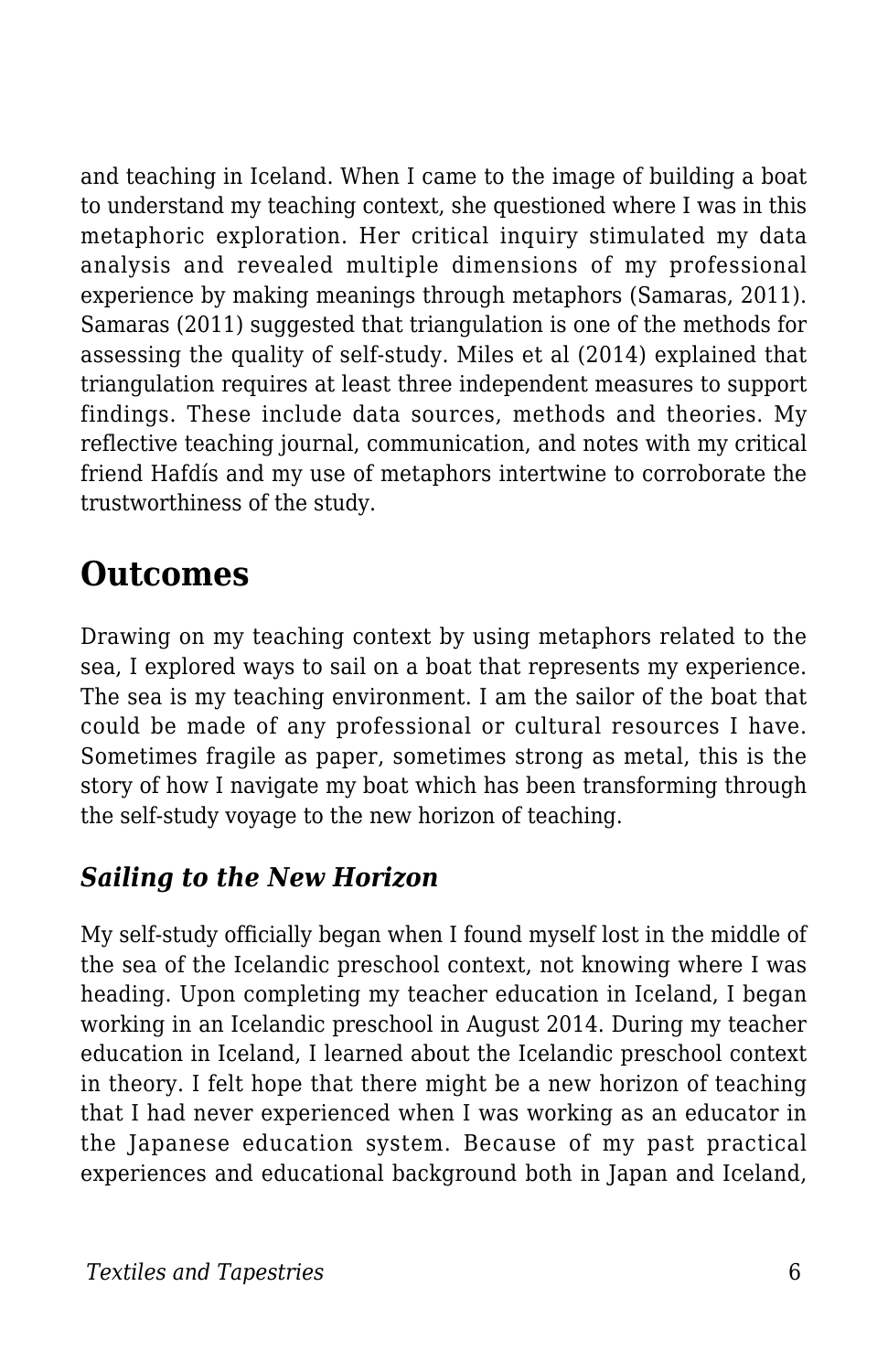and teaching in Iceland. When I came to the image of building a boat to understand my teaching context, she questioned where I was in this metaphoric exploration. Her critical inquiry stimulated my data analysis and revealed multiple dimensions of my professional experience by making meanings through metaphors (Samaras, 2011). Samaras (2011) suggested that triangulation is one of the methods for assessing the quality of self-study. Miles et al (2014) explained that triangulation requires at least three independent measures to support findings. These include data sources, methods and theories. My reflective teaching journal, communication, and notes with my critical friend Hafdís and my use of metaphors intertwine to corroborate the trustworthiness of the study.

## Outcomes

Drawing on my teaching context by using metaphors related to the sea, I explored ways to sail on a boat that represents my experience. The sea is my teaching environment. I am the sailor of the boat that could be made of any professional or cultural resources I have. Sometimes fragile as paper, sometimes strong as metal, this is the story of how I navigate my boat which has been transforming through the self-study voyage to the new horizon of teaching.

### *Sailing to the New Horizon*

My self-study officially began when I found myself lost in the middle of the sea of the Icelandic preschool context, not knowing where I was heading. Upon completing my teacher education in Iceland, I began working in an Icelandic preschool in August 2014. During my teacher education in Iceland, I learned about the Icelandic preschool context in theory. I felt hope that there might be a new horizon of teaching that I had never experienced when I was working as an educator in the Japanese education system. Because of my past practical experiences and educational background both in Japan and Iceland,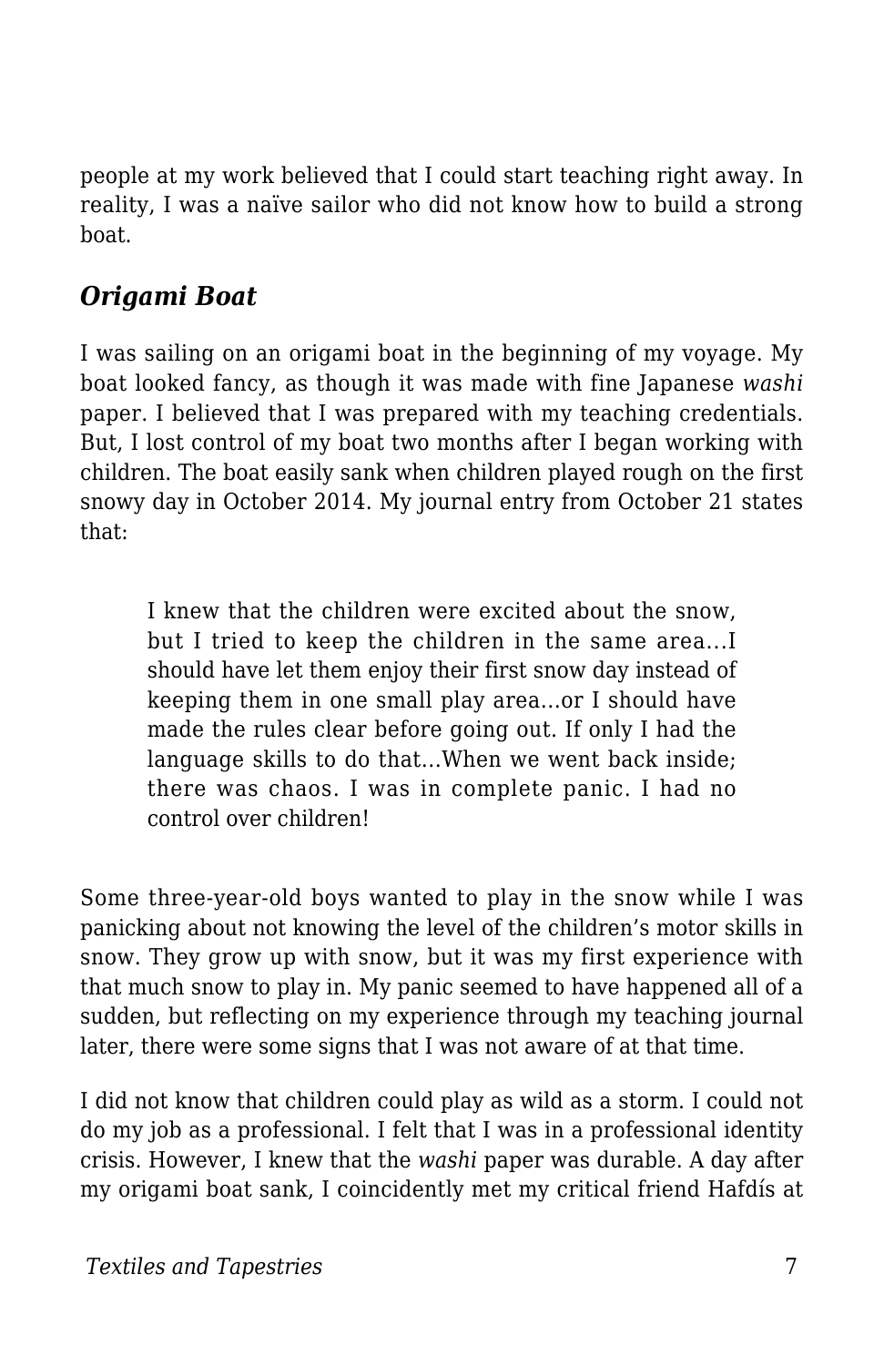people at my work believed that I could start teaching right away. In reality, I was a naïve sailor who did not know how to build a strong boat.

### *Origami Boat*

I was sailing on an origami boat in the beginning of my voyage. My boat looked fancy, as though it was made with fine Japanese *washi* paper. I believed that I was prepared with my teaching credentials. But, I lost control of my boat two months after I began working with children. The boat easily sank when children played rough on the first snowy day in October 2014. My journal entry from October 21 states that:

> I knew that the children were excited about the snow, but I tried to keep the children in the same area…I should have let them enjoy their first snow day instead of keeping them in one small play area…or I should have made the rules clear before going out. If only I had the language skills to do that…When we went back inside; there was chaos. I was in complete panic. I had no control over children!

Some three-year-old boys wanted to play in the snow while I was panicking about not knowing the level of the children's motor skills in snow. They grow up with snow, but it was my first experience with that much snow to play in. My panic seemed to have happened all of a sudden, but reflecting on my experience through my teaching journal later, there were some signs that I was not aware of at that time.

I did not know that children could play as wild as a storm. I could not do my job as a professional. I felt that I was in a professional identity crisis. However, I knew that the *washi* paper was durable. A day after my origami boat sank, I coincidentally met my critical friend Hafdís at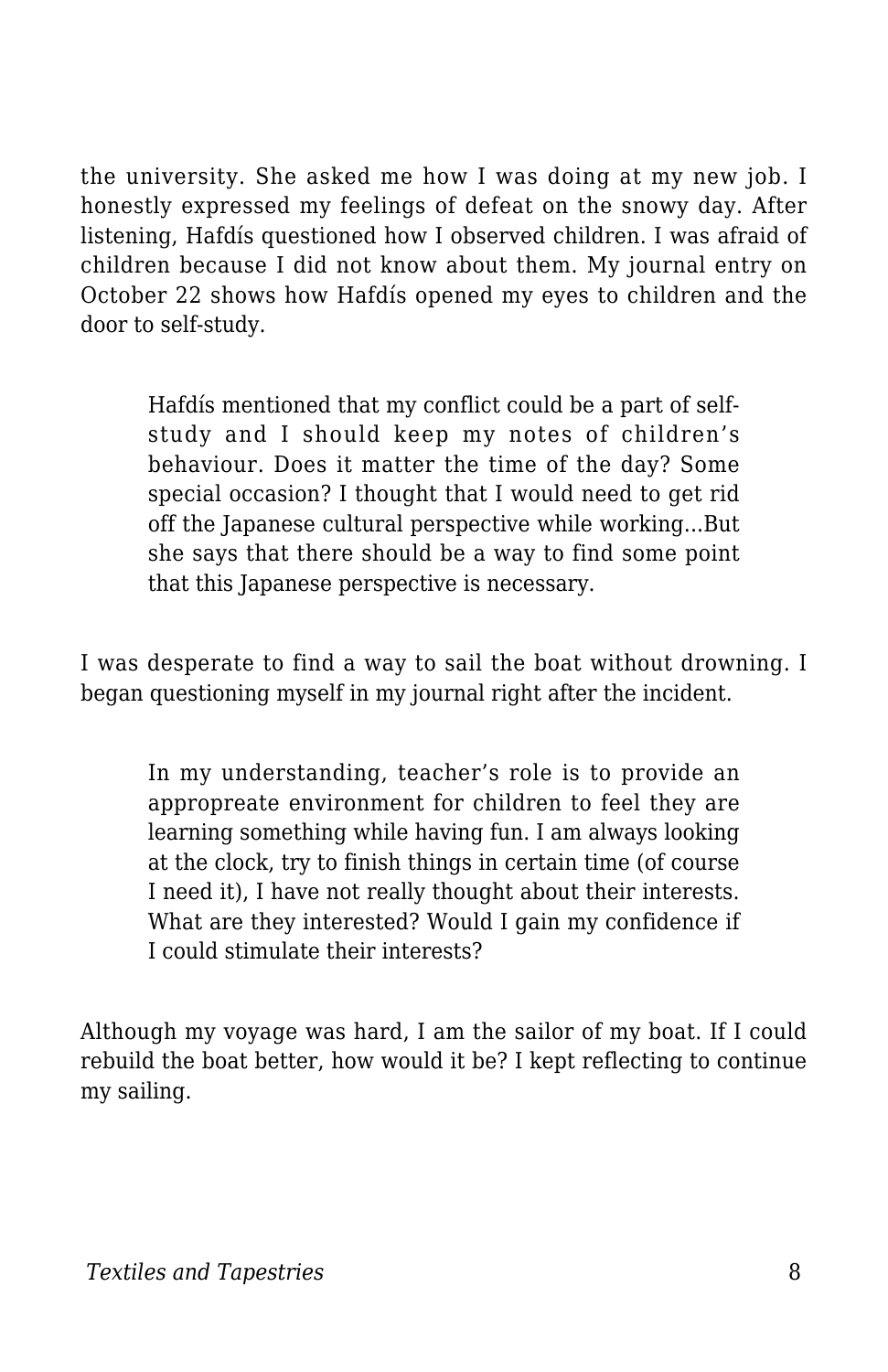the university. She asked me how I was doing at my new job. I honestly expressed my feelings of defeat on the snowy day. After listening, Hafdís questioned how I observed children. I was afraid of children because I did not know about them. My journal entry on October 22 shows how Hafdís opened my eyes to children and the door to self-study.

> Hafdís mentioned that my conflict could be a part of self-study and I should keep my notes of children's behaviour. Does it matter the time of the day? Some special occasion? I thought that I would need to get rid off the Japanese cultural perspective while working...But she says that there should be a way to find some point that this Japanese perspective is necessary.

I was desperate to find a way to sail the boat without drowning. I began questioning myself in my journal right after the incident.

> In my understanding, teacher's role is to provide an appropreate environment for children to feel they are learning something while having fun. I am always looking at the clock, try to finish things in certain time (of course I need it), I have not really thought about their interests. What are they interested? Would I gain my confidence if I could stimulate their interests?

Although my voyage was hard, I am the sailor of my boat. If I could rebuild the boat better, how would it be? I kept reflecting to continue my sailing.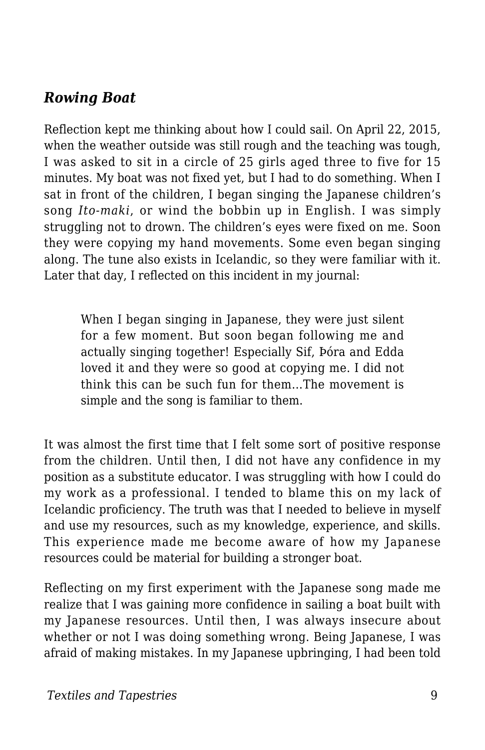### *Rowing Boat*

Reflection kept me thinking about how I could sail. On April 22, 2015, when the weather outside was still rough and the teaching was tough, I was asked to sit in a circle of 25 girls aged three to five for 15 minutes. My boat was not fixed yet, but I had to do something. When I sat in front of the children, I began singing the Japanese children's song *Ito-maki*, or wind the bobbin up in English. I was simply struggling not to drown. The children's eyes were fixed on me. Soon they were copying my hand movements. Some even began singing along. The tune also exists in Icelandic, so they were familiar with it. Later that day, I reflected on this incident in my journal:

> When I began singing in Japanese, they were just silent for a few moment. But soon began following me and actually singing together! Especially Sif, Þóra and Edda loved it and they were so good at copying me. I did not think this can be such fun for them…The movement is simple and the song is familiar to them.

It was almost the first time that I felt some sort of positive response from the children. Until then, I did not have any confidence in my position as a substitute educator. I was struggling with how I could do my work as a professional. I tended to blame this on my lack of Icelandic proficiency. The truth was that I needed to believe in myself and use my resources, such as my knowledge, experience, and skills. This experience made me become aware of how my Japanese resources could be material for building a stronger boat.

Reflecting on my first experiment with the Japanese song made me realize that I was gaining more confidence in sailing a boat built with my Japanese resources. Until then, I was always insecure about whether or not I was doing something wrong. Being Japanese, I was afraid of making mistakes. In my Japanese upbringing, I had been told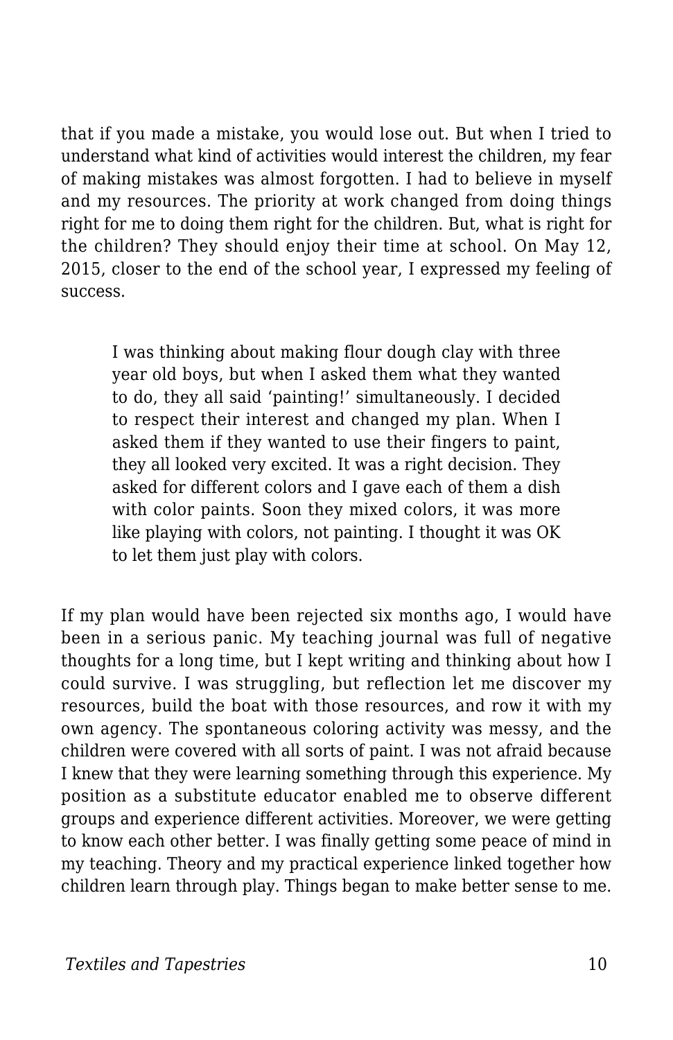that if you made a mistake, you would lose out. But when I tried to understand what kind of activities would interest the children, my fear of making mistakes was almost forgotten. I had to believe in myself and my resources. The priority at work changed from doing things right for me to doing them right for the children. But, what is right for the children? They should enjoy their time at school. On May 12, 2015, closer to the end of the school year, I expressed my feeling of success.

> I was thinking about making flour dough clay with three year old boys, but when I asked them what they wanted to do, they all said 'painting!' simultaneously. I decided to respect their interest and changed my plan. When I asked them if they wanted to use their fingers to paint, they all looked very excited. It was a right decision. They asked for different colors and I gave each of them a dish with color paints. Soon they mixed colors, it was more like playing with colors, not painting. I thought it was OK to let them just play with colors.

If my plan would have been rejected six months ago, I would have been in a serious panic. My teaching journal was full of negative thoughts for a long time, but I kept writing and thinking about how I could survive. I was struggling, but reflection let me discover my resources, build the boat with those resources, and row it with my own agency. The spontaneous coloring activity was messy, and the children were covered with all sorts of paint. I was not afraid because I knew that they were learning something through this experience. My position as a substitute educator enabled me to observe different groups and experience different activities. Moreover, we were getting to know each other better. I was finally getting some peace of mind in my teaching. Theory and my practical experience linked together how children learn through play. Things began to make better sense to me.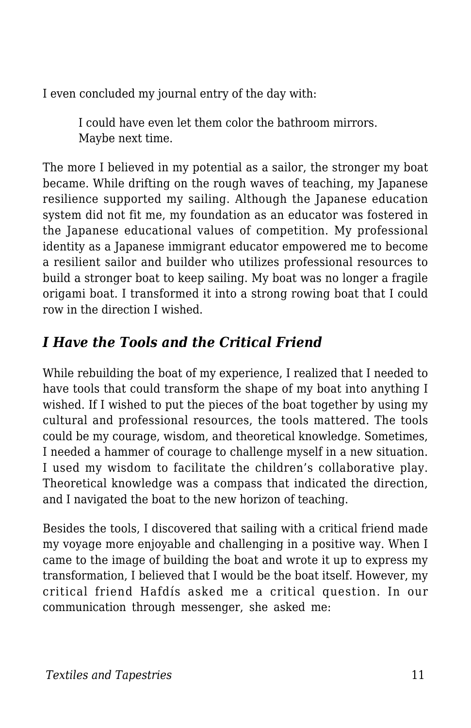I even concluded my journal entry of the day with:

> I could have even let them color the bathroom mirrors.
> Maybe next time.

The more I believed in my potential as a sailor, the stronger my boat became. While drifting on the rough waves of teaching, my Japanese resilience supported my sailing. Although the Japanese education system did not fit me, my foundation as an educator was fostered in the Japanese educational values of competition. My professional identity as a Japanese immigrant educator empowered me to become a resilient sailor and builder who utilizes professional resources to build a stronger boat to keep sailing. My boat was no longer a fragile origami boat. I transformed it into a strong rowing boat that I could row in the direction I wished.

### *I Have the Tools and the Critical Friend*

While rebuilding the boat of my experience, I realized that I needed to have tools that could transform the shape of my boat into anything I wished. If I wished to put the pieces of the boat together by using my cultural and professional resources, the tools mattered. The tools could be my courage, wisdom, and theoretical knowledge. Sometimes, I needed a hammer of courage to challenge myself in a new situation. I used my wisdom to facilitate the children's collaborative play. Theoretical knowledge was a compass that indicated the direction, and I navigated the boat to the new horizon of teaching.

Besides the tools, I discovered that sailing with a critical friend made my voyage more enjoyable and challenging in a positive way. When I came to the image of building the boat and wrote it up to express my transformation, I believed that I would be the boat itself. However, my critical friend Hafdís asked me a critical question. In our communication through messenger, she asked me: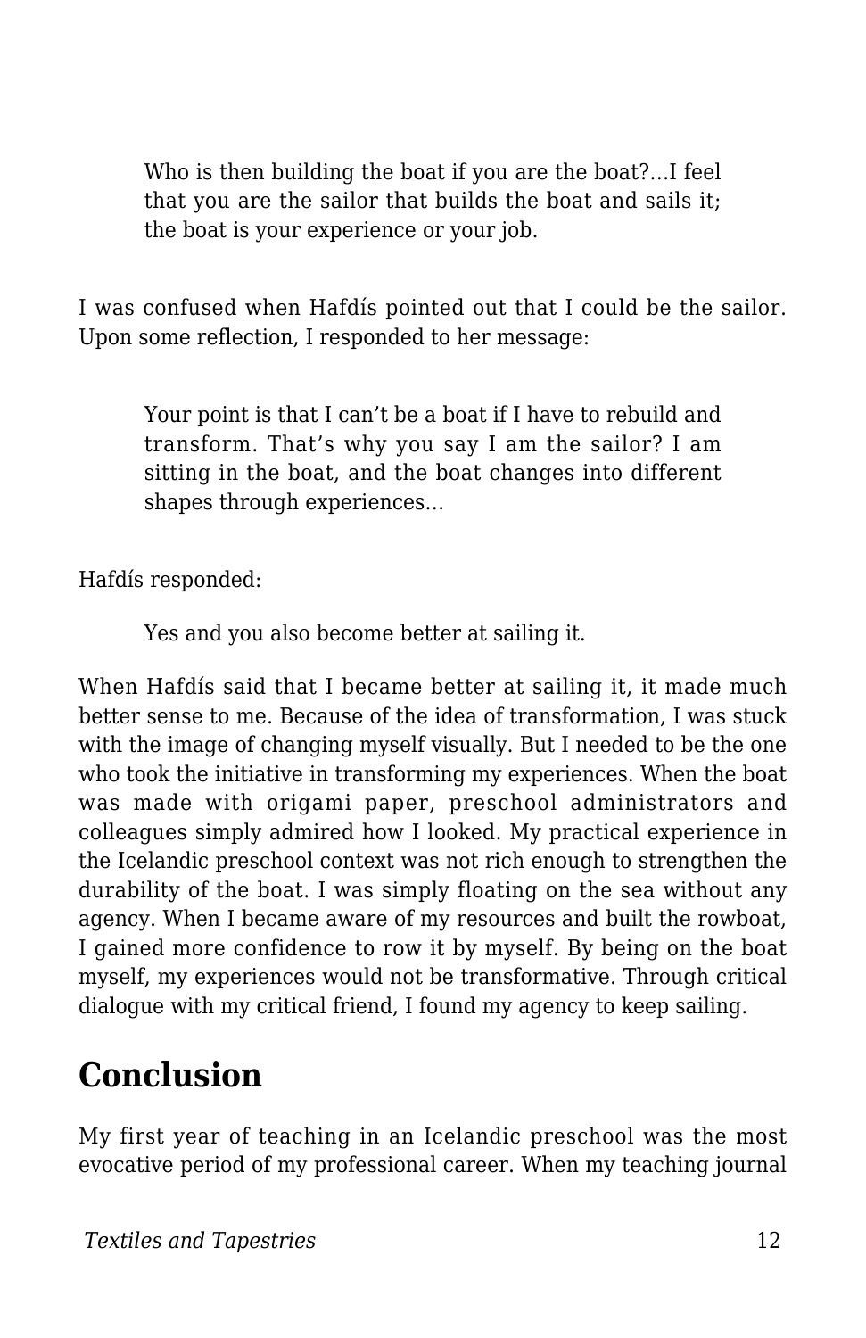> Who is then building the boat if you are the boat?...I feel that you are the sailor that builds the boat and sails it; the boat is your experience or your job.

I was confused when Hafdís pointed out that I could be the sailor. Upon some reflection, I responded to her message:

> Your point is that I can't be a boat if I have to rebuild and transform. That's why you say I am the sailor? I am sitting in the boat, and the boat changes into different shapes through experiences...

Hafdís responded:

> Yes and you also become better at sailing it.

When Hafdís said that I became better at sailing it, it made much better sense to me. Because of the idea of transformation, I was stuck with the image of changing myself visually. But I needed to be the one who took the initiative in transforming my experiences. When the boat was made with origami paper, preschool administrators and colleagues simply admired how I looked. My practical experience in the Icelandic preschool context was not rich enough to strengthen the durability of the boat. I was simply floating on the sea without any agency. When I became aware of my resources and built the rowboat, I gained more confidence to row it by myself. By being on the boat myself, my experiences would not be transformative. Through critical dialogue with my critical friend, I found my agency to keep sailing.

## Conclusion

My first year of teaching in an Icelandic preschool was the most evocative period of my professional career. When my teaching journal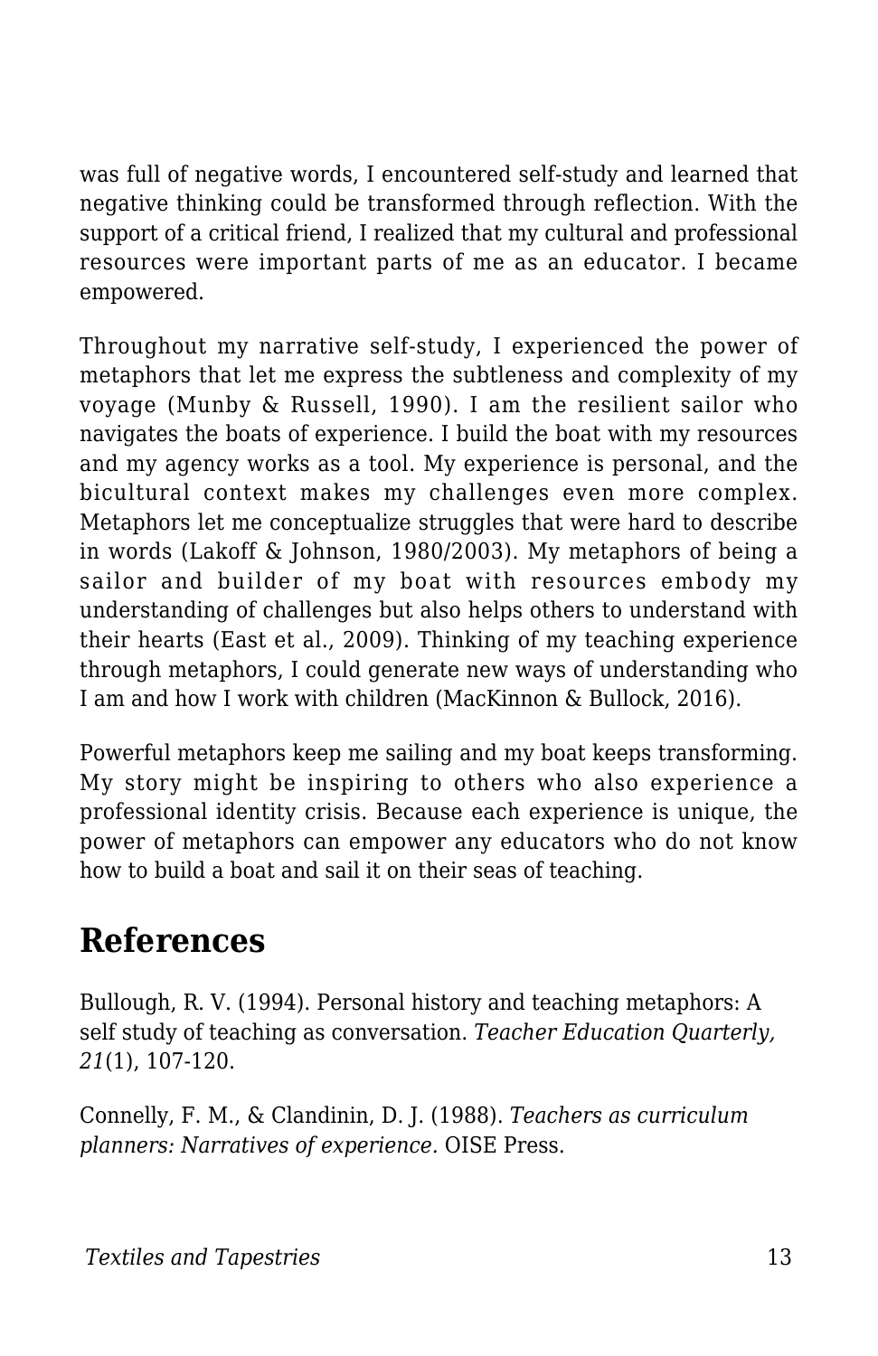was full of negative words, I encountered self-study and learned that negative thinking could be transformed through reflection. With the support of a critical friend, I realized that my cultural and professional resources were important parts of me as an educator. I became empowered.

Throughout my narrative self-study, I experienced the power of metaphors that let me express the subtleness and complexity of my voyage (Munby & Russell, 1990). I am the resilient sailor who navigates the boats of experience. I build the boat with my resources and my agency works as a tool. My experience is personal, and the bicultural context makes my challenges even more complex. Metaphors let me conceptualize struggles that were hard to describe in words (Lakoff & Johnson, 1980/2003). My metaphors of being a sailor and builder of my boat with resources embody my understanding of challenges but also helps others to understand with their hearts (East et al., 2009). Thinking of my teaching experience through metaphors, I could generate new ways of understanding who I am and how I work with children (MacKinnon & Bullock, 2016).

Powerful metaphors keep me sailing and my boat keeps transforming. My story might be inspiring to others who also experience a professional identity crisis. Because each experience is unique, the power of metaphors can empower any educators who do not know how to build a boat and sail it on their seas of teaching.

## References

Bullough, R. V. (1994). Personal history and teaching metaphors: A self study of teaching as conversation. *Teacher Education Quarterly, 21*(1), 107-120.

Connelly, F. M., & Clandinin, D. J. (1988). *Teachers as curriculum planners: Narratives of experience.* OISE Press.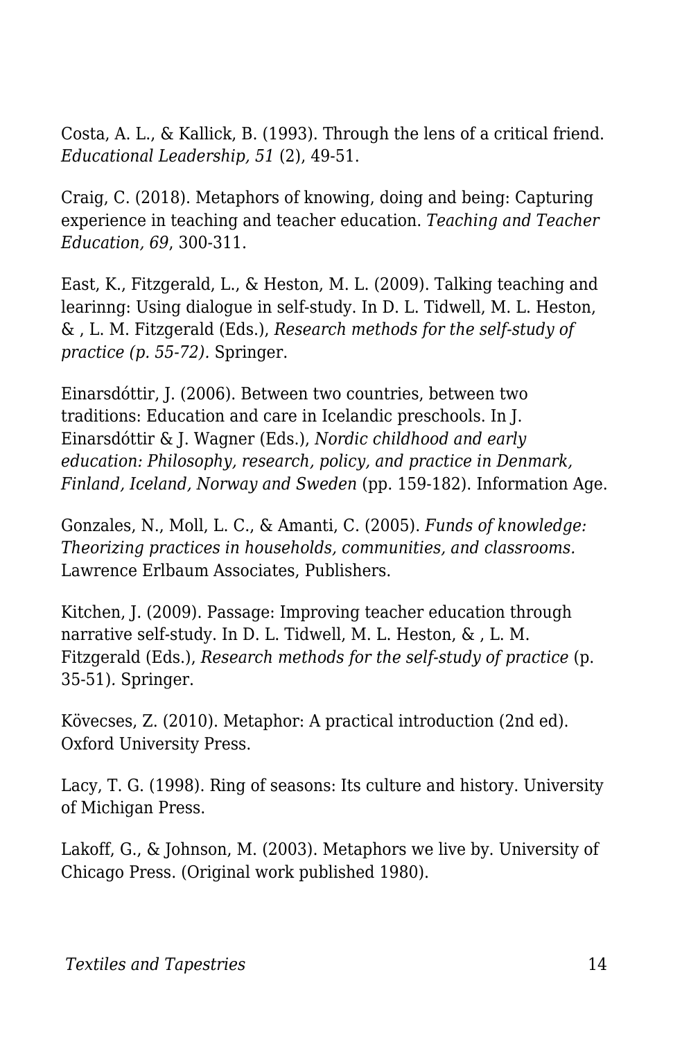Costa, A. L., & Kallick, B. (1993). Through the lens of a critical friend. *Educational Leadership, 51* (2), 49-51.

Craig, C. (2018). Metaphors of knowing, doing and being: Capturing experience in teaching and teacher education. *Teaching and Teacher Education, 69*, 300-311.

East, K., Fitzgerald, L., & Heston, M. L. (2009). Talking teaching and learinng: Using dialogue in self-study. In D. L. Tidwell, M. L. Heston, & , L. M. Fitzgerald (Eds.), *Research methods for the self-study of practice (p. 55-72).* Springer.

Einarsdóttir, J. (2006). Between two countries, between two traditions: Education and care in Icelandic preschools. In J. Einarsdóttir & J. Wagner (Eds.), *Nordic childhood and early education: Philosophy, research, policy, and practice in Denmark, Finland, Iceland, Norway and Sweden* (pp. 159-182). Information Age.

Gonzales, N., Moll, L. C., & Amanti, C. (2005). *Funds of knowledge: Theorizing practices in households, communities, and classrooms.* Lawrence Erlbaum Associates, Publishers.

Kitchen, J. (2009). Passage: Improving teacher education through narrative self-study. In D. L. Tidwell, M. L. Heston, & , L. M. Fitzgerald (Eds.), *Research methods for the self-study of practice* (p. 35-51). Springer.

Kövecses, Z. (2010). Metaphor: A practical introduction (2nd ed). Oxford University Press.

Lacy, T. G. (1998). Ring of seasons: Its culture and history. University of Michigan Press.

Lakoff, G., & Johnson, M. (2003). Metaphors we live by. University of Chicago Press. (Original work published 1980).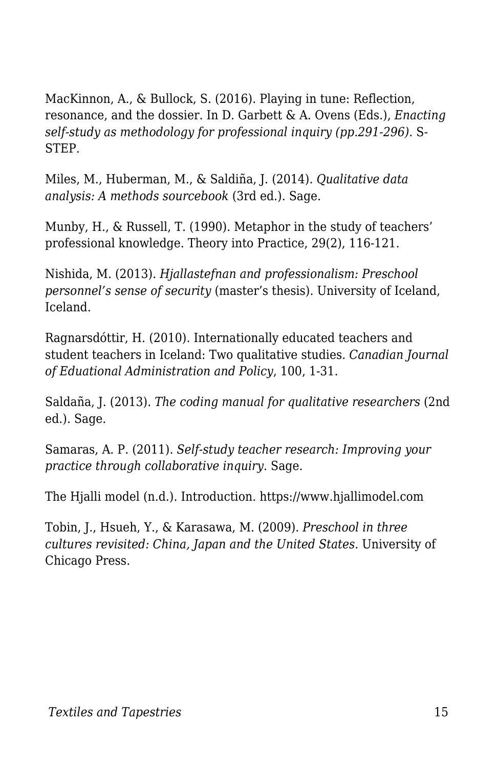MacKinnon, A., & Bullock, S. (2016). Playing in tune: Reflection, resonance, and the dossier. In D. Garbett & A. Ovens (Eds.), *Enacting self-study as methodology for professional inquiry (pp.291-296).* S-STEP.

Miles, M., Huberman, M., & Saldiña, J. (2014). *Qualitative data analysis: A methods sourcebook* (3rd ed.). Sage.

Munby, H., & Russell, T. (1990). Metaphor in the study of teachers' professional knowledge. Theory into Practice, 29(2), 116-121.

Nishida, M. (2013). *Hjallastefnan and professionalism: Preschool personnel's sense of security* (master's thesis). University of Iceland, Iceland.

Ragnarsdóttir, H. (2010). Internationally educated teachers and student teachers in Iceland: Two qualitative studies. *Canadian Journal of Eduational Administration and Policy*, 100, 1-31.

Saldaña, J. (2013). *The coding manual for qualitative researchers* (2nd ed.). Sage.

Samaras, A. P. (2011). *Self-study teacher research: Improving your practice through collaborative inquiry.* Sage.

The Hjalli model (n.d.). Introduction. https://www.hjallimodel.com

Tobin, J., Hsueh, Y., & Karasawa, M. (2009). *Preschool in three cultures revisited: China, Japan and the United States.* University of Chicago Press.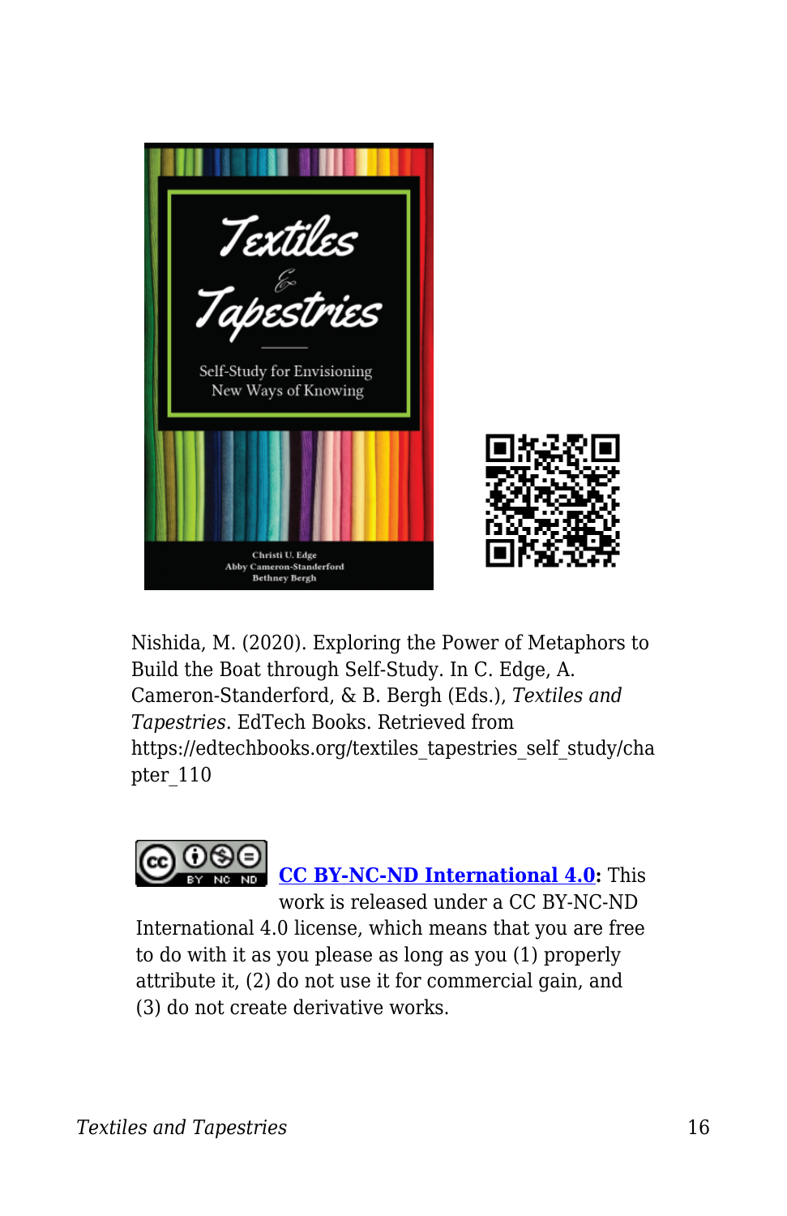Nishida, M. (2020). Exploring the Power of Metaphors to Build the Boat through Self-Study. In C. Edge, A. Cameron-Standerford, & B. Bergh (Eds.), *Textiles and Tapestries*. EdTech Books. Retrieved from https://edtechbooks.org/textiles_tapestries_self_study/chapter_110

**CC BY-NC-ND International 4.0:** This work is released under a CC BY-NC-ND International 4.0 license, which means that you are free to do with it as you please as long as you (1) properly attribute it, (2) do not use it for commercial gain, and (3) do not create derivative works.